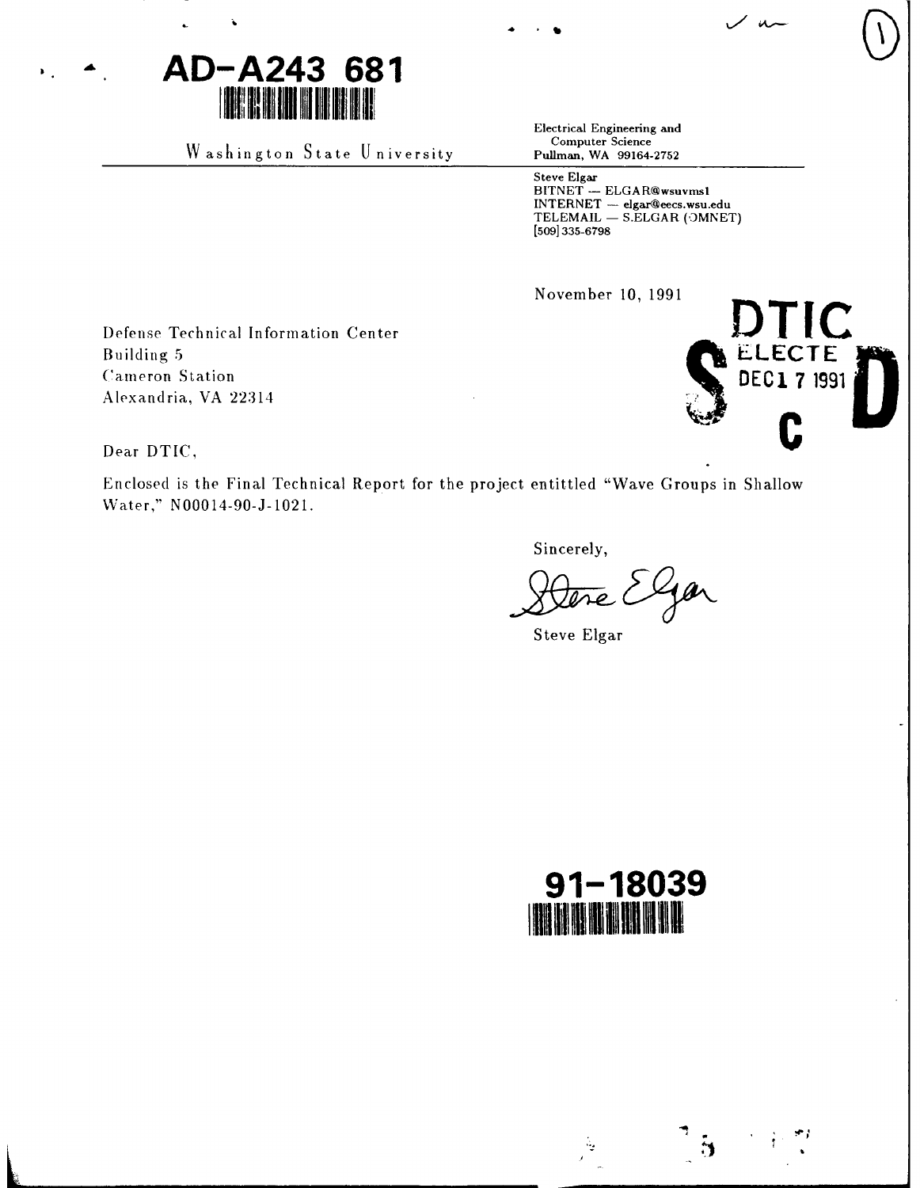AD-A243 681

Washington State University

Electrical Engineering and
Computer Science
Pullman, WA 99164-2752

Steve Elgar
BITNET — ELGAR@wsuvms1
INTERNET — elgar@eecs.wsu.edu
TELEMAIL — S.ELGAR (OMNET)
[509] 335-6798

November 10, 1991

DTIC
ELECTE
DEC 1 7 1991
S C D

Defense Technical Information Center
Building 5
Cameron Station
Alexandria, VA 22314

Dear DTIC,

Enclosed is the Final Technical Report for the project entittled "Wave Groups in Shallow Water," N00014-90-J-1021.

Sincerely,

Steve Elgar

91-18039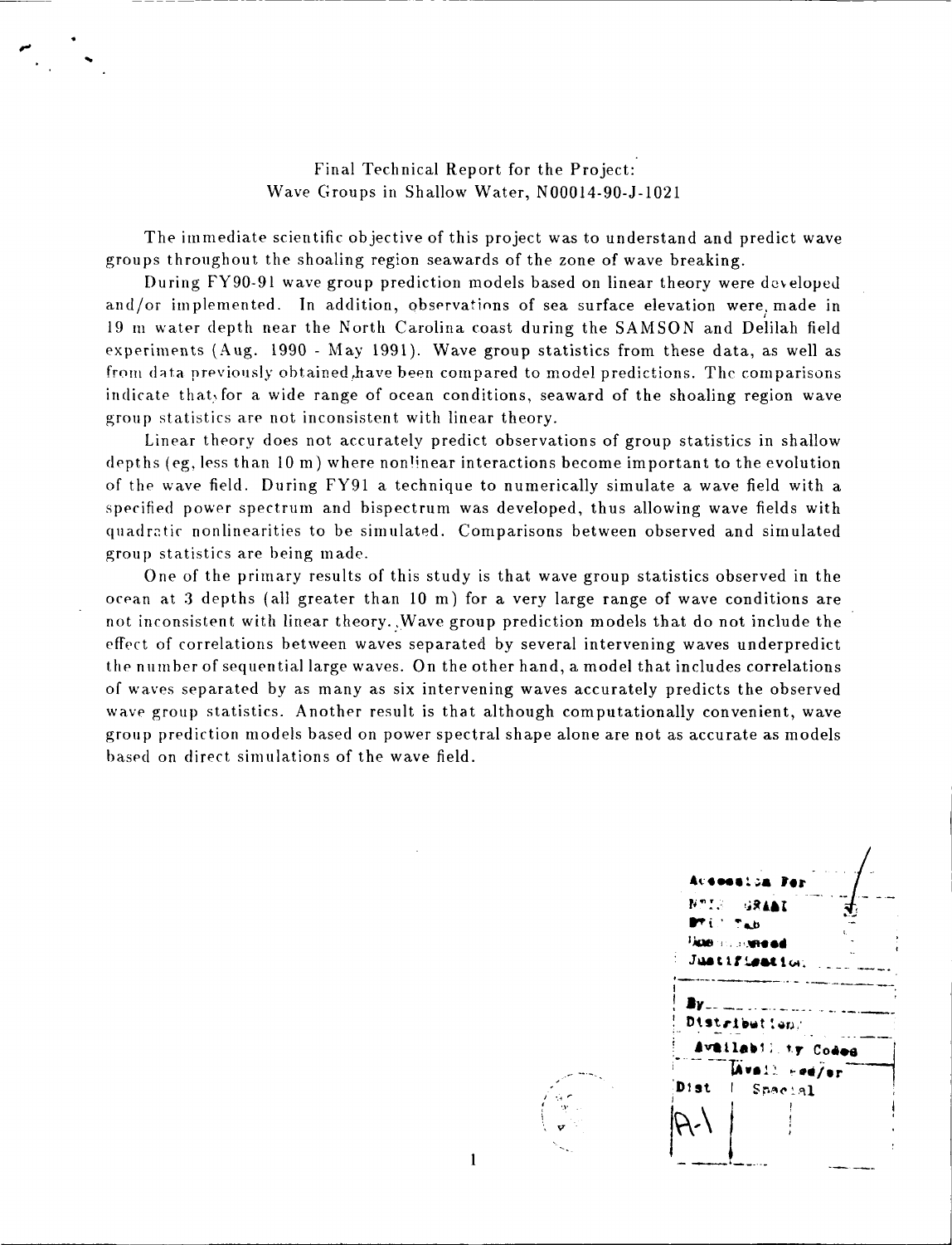Final Technical Report for the Project:
Wave Groups in Shallow Water, N00014-90-J-1021

The immediate scientific objective of this project was to understand and predict wave groups throughout the shoaling region seawards of the zone of wave breaking.

During FY90-91 wave group prediction models based on linear theory were developed and/or implemented. In addition, observations of sea surface elevation were made in 19 m water depth near the North Carolina coast during the SAMSON and Delilah field experiments (Aug. 1990 - May 1991). Wave group statistics from these data, as well as from data previously obtained, have been compared to model predictions. The comparisons indicate that for a wide range of ocean conditions, seaward of the shoaling region wave group statistics are not inconsistent with linear theory.

Linear theory does not accurately predict observations of group statistics in shallow depths (eg, less than 10 m) where nonlinear interactions become important to the evolution of the wave field. During FY91 a technique to numerically simulate a wave field with a specified power spectrum and bispectrum was developed, thus allowing wave fields with quadratic nonlinearities to be simulated. Comparisons between observed and simulated group statistics are being made.

One of the primary results of this study is that wave group statistics observed in the ocean at 3 depths (all greater than 10 m) for a very large range of wave conditions are not inconsistent with linear theory. Wave group prediction models that do not include the effect of correlations between waves separated by several intervening waves underpredict the number of sequential large waves. On the other hand, a model that includes correlations of waves separated by as many as six intervening waves accurately predicts the observed wave group statistics. Another result is that although computationally convenient, wave group prediction models based on power spectral shape alone are not as accurate as models based on direct simulations of the wave field.

| Accession For | |
|---|---|
| NTIS GRA&I | |
| DTIC TAB | |
| Unannounced | |
| Justification | |
| By | |
| Distribution/ | |
| Availability Codes | |
| Dist | Avail and/or Special |
| A-1 | |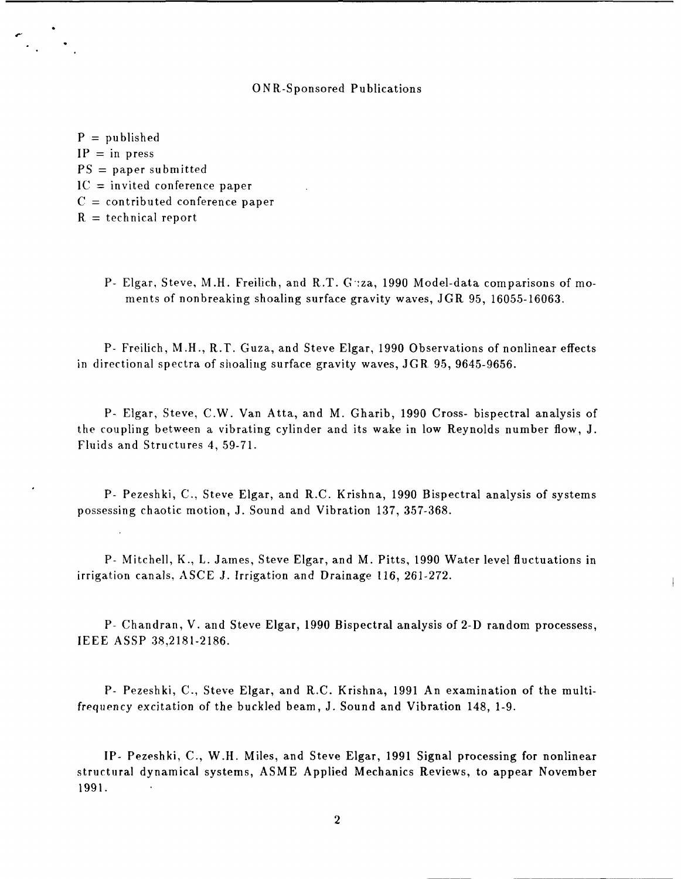ONR-Sponsored Publications

P = published
IP = in press
PS = paper submitted
IC = invited conference paper
C = contributed conference paper
R = technical report

P- Elgar, Steve, M.H. Freilich, and R.T. Guza, 1990 Model-data comparisons of moments of nonbreaking shoaling surface gravity waves, JGR 95, 16055-16063.

P- Freilich, M.H., R.T. Guza, and Steve Elgar, 1990 Observations of nonlinear effects in directional spectra of shoaling surface gravity waves, JGR 95, 9645-9656.

P- Elgar, Steve, C.W. Van Atta, and M. Gharib, 1990 Cross- bispectral analysis of the coupling between a vibrating cylinder and its wake in low Reynolds number flow, J. Fluids and Structures 4, 59-71.

P- Pezeshki, C., Steve Elgar, and R.C. Krishna, 1990 Bispectral analysis of systems possessing chaotic motion, J. Sound and Vibration 137, 357-368.

P- Mitchell, K., L. James, Steve Elgar, and M. Pitts, 1990 Water level fluctuations in irrigation canals, ASCE J. Irrigation and Drainage 116, 261-272.

P- Chandran, V. and Steve Elgar, 1990 Bispectral analysis of 2-D random processess, IEEE ASSP 38,2181-2186.

P- Pezeshki, C., Steve Elgar, and R.C. Krishna, 1991 An examination of the multi-frequency excitation of the buckled beam, J. Sound and Vibration 148, 1-9.

IP- Pezeshki, C., W.H. Miles, and Steve Elgar, 1991 Signal processing for nonlinear structural dynamical systems, ASME Applied Mechanics Reviews, to appear November 1991.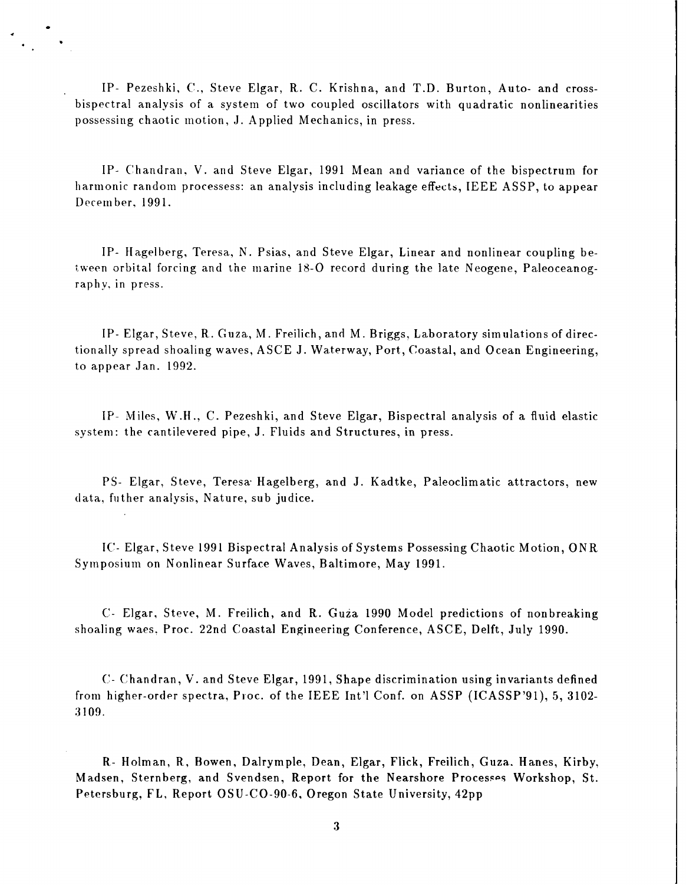IP- Pezeshki, C., Steve Elgar, R. C. Krishna, and T.D. Burton, Auto- and cross-bispectral analysis of a system of two coupled oscillators with quadratic nonlinearities possessing chaotic motion, J. Applied Mechanics, in press.

IP- Chandran, V. and Steve Elgar, 1991 Mean and variance of the bispectrum for harmonic random processess: an analysis including leakage effects, IEEE ASSP, to appear December, 1991.

IP- Hagelberg, Teresa, N. Psias, and Steve Elgar, Linear and nonlinear coupling between orbital forcing and the marine 18-O record during the late Neogene, Paleoceanography, in press.

IP- Elgar, Steve, R. Guza, M. Freilich, and M. Briggs, Laboratory simulations of directionally spread shoaling waves, ASCE J. Waterway, Port, Coastal, and Ocean Engineering, to appear Jan. 1992.

IP- Miles, W.H., C. Pezeshki, and Steve Elgar, Bispectral analysis of a fluid elastic system: the cantilevered pipe, J. Fluids and Structures, in press.

PS- Elgar, Steve, Teresa Hagelberg, and J. Kadtke, Paleoclimatic attractors, new data, futher analysis, Nature, sub judice.

IC- Elgar, Steve 1991 Bispectral Analysis of Systems Possessing Chaotic Motion, ONR Symposium on Nonlinear Surface Waves, Baltimore, May 1991.

C- Elgar, Steve, M. Freilich, and R. Guża 1990 Model predictions of nonbreaking shoaling waes, Proc. 22nd Coastal Engineering Conference, ASCE, Delft, July 1990.

C- Chandran, V. and Steve Elgar, 1991, Shape discrimination using invariants defined from higher-order spectra, Proc. of the IEEE Int'l Conf. on ASSP (ICASSP'91), 5, 3102-3109.

R- Holman, R, Bowen, Dalrymple, Dean, Elgar, Flick, Freilich, Guza, Hanes, Kirby, Madsen, Sternberg, and Svendsen, Report for the Nearshore Processes Workshop, St. Petersburg, FL, Report OSU-CO-90-6, Oregon State University, 42pp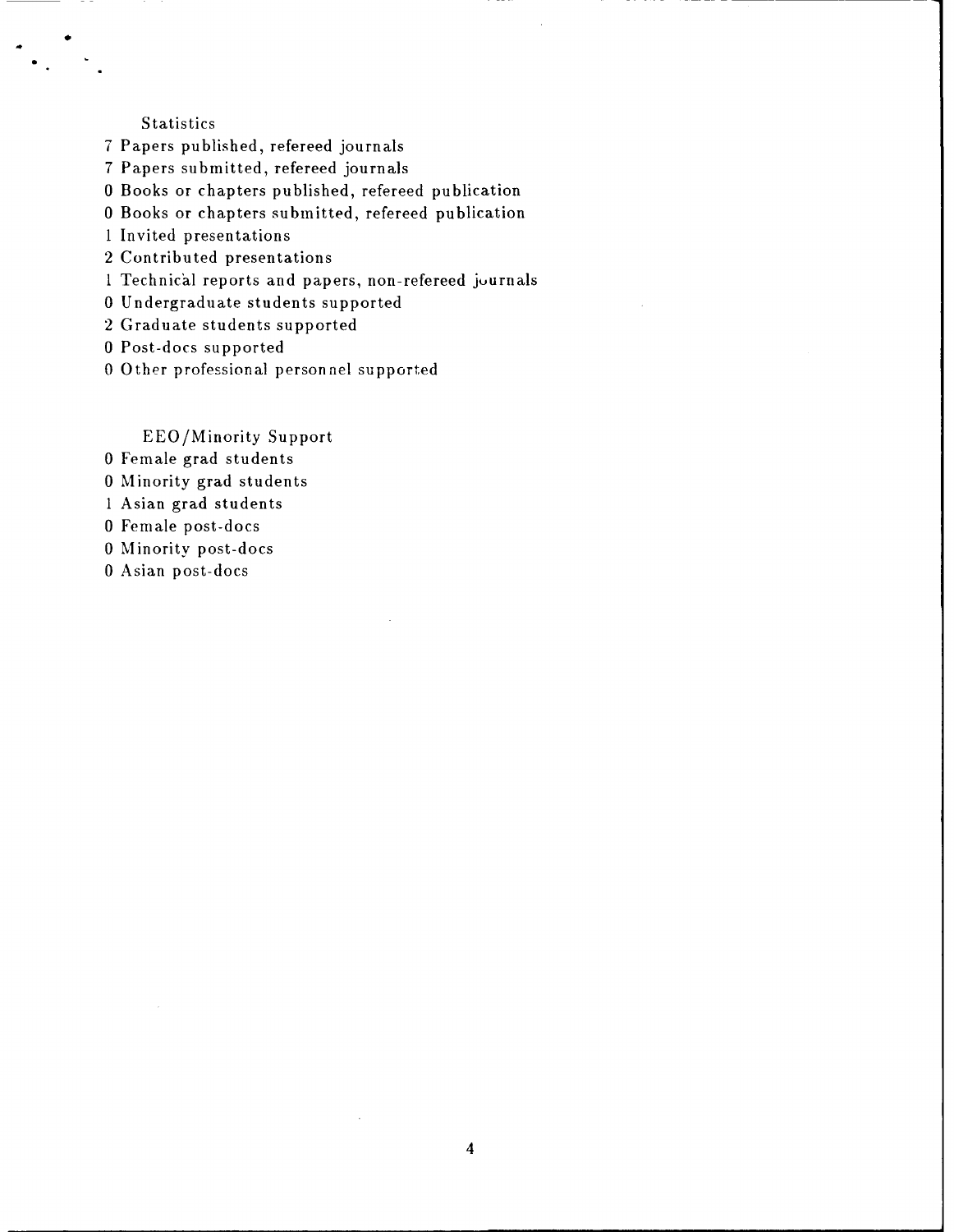### Statistics

7 Papers published, refereed journals
7 Papers submitted, refereed journals
0 Books or chapters published, refereed publication
0 Books or chapters submitted, refereed publication
1 Invited presentations
2 Contributed presentations
1 Technical reports and papers, non-refereed journals
0 Undergraduate students supported
2 Graduate students supported
0 Post-docs supported
0 Other professional personnel supported

### EEO/Minority Support

0 Female grad students
0 Minority grad students
1 Asian grad students
0 Female post-docs
0 Minority post-docs
0 Asian post-docs